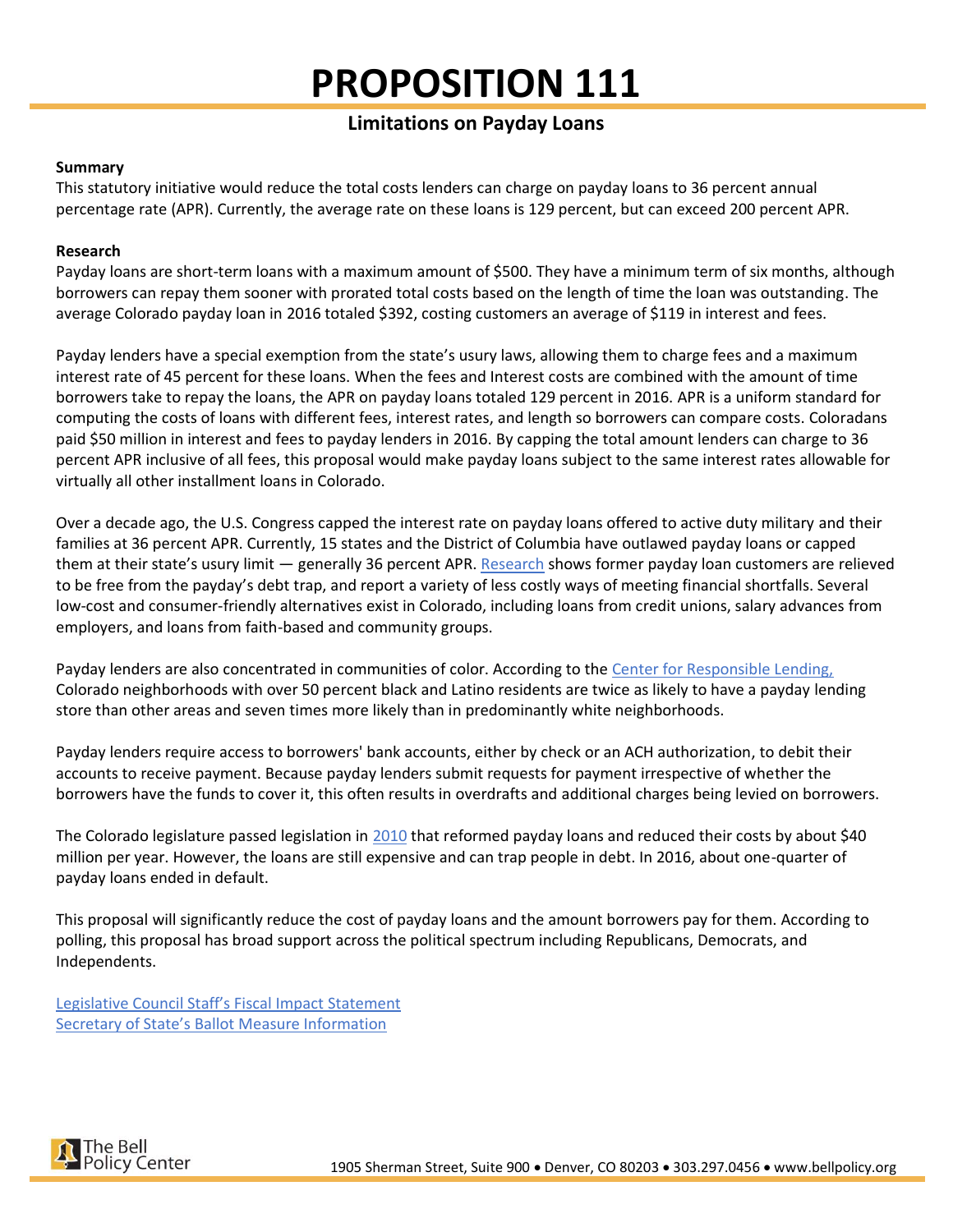# PROPOSITION 111

## Limitations on Payday Loans

**Summary**

This statutory initiative would reduce the total costs lenders can charge on payday loans to 36 percent annual percentage rate (APR). Currently, the average rate on these loans is 129 percent, but can exceed 200 percent APR.

**Research**

Payday loans are short-term loans with a maximum amount of $500. They have a minimum term of six months, although borrowers can repay them sooner with prorated total costs based on the length of time the loan was outstanding. The average Colorado payday loan in 2016 totaled $392, costing customers an average of $119 in interest and fees.

Payday lenders have a special exemption from the state's usury laws, allowing them to charge fees and a maximum interest rate of 45 percent for these loans. When the fees and Interest costs are combined with the amount of time borrowers take to repay the loans, the APR on payday loans totaled 129 percent in 2016. APR is a uniform standard for computing the costs of loans with different fees, interest rates, and length so borrowers can compare costs. Coloradans paid $50 million in interest and fees to payday lenders in 2016. By capping the total amount lenders can charge to 36 percent APR inclusive of all fees, this proposal would make payday loans subject to the same interest rates allowable for virtually all other installment loans in Colorado.

Over a decade ago, the U.S. Congress capped the interest rate on payday loans offered to active duty military and their families at 36 percent APR. Currently, 15 states and the District of Columbia have outlawed payday loans or capped them at their state's usury limit — generally 36 percent APR. Research shows former payday loan customers are relieved to be free from the payday's debt trap, and report a variety of less costly ways of meeting financial shortfalls. Several low-cost and consumer-friendly alternatives exist in Colorado, including loans from credit unions, salary advances from employers, and loans from faith-based and community groups.

Payday lenders are also concentrated in communities of color. According to the Center for Responsible Lending, Colorado neighborhoods with over 50 percent black and Latino residents are twice as likely to have a payday lending store than other areas and seven times more likely than in predominantly white neighborhoods.

Payday lenders require access to borrowers' bank accounts, either by check or an ACH authorization, to debit their accounts to receive payment. Because payday lenders submit requests for payment irrespective of whether the borrowers have the funds to cover it, this often results in overdrafts and additional charges being levied on borrowers.

The Colorado legislature passed legislation in 2010 that reformed payday loans and reduced their costs by about $40 million per year. However, the loans are still expensive and can trap people in debt. In 2016, about one-quarter of payday loans ended in default.

This proposal will significantly reduce the cost of payday loans and the amount borrowers pay for them. According to polling, this proposal has broad support across the political spectrum including Republicans, Democrats, and Independents.

Legislative Council Staff's Fiscal Impact Statement
Secretary of State's Ballot Measure Information

The Bell Policy Center

1905 Sherman Street, Suite 900 • Denver, CO 80203 • 303.297.0456 • www.bellpolicy.org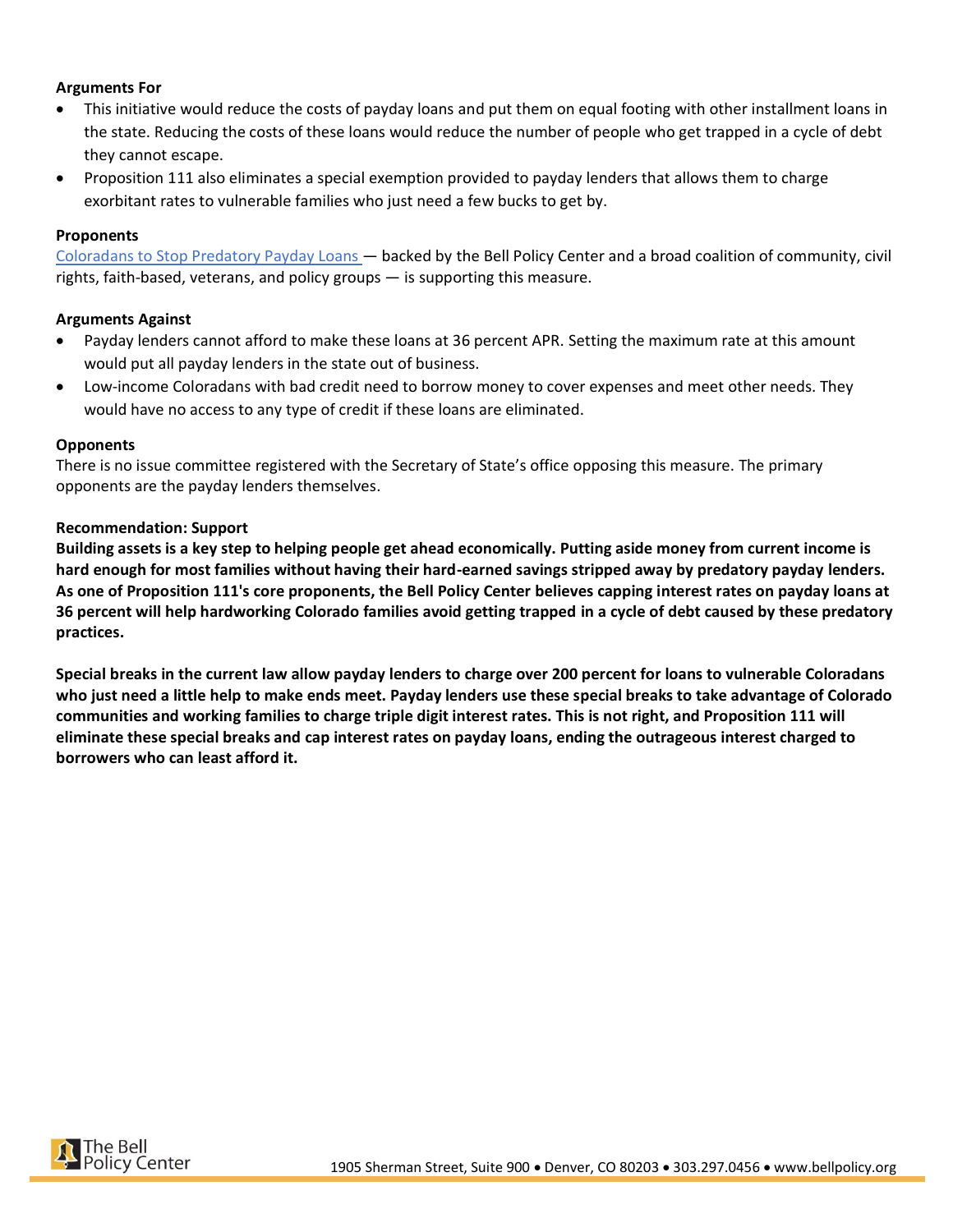**Arguments For**

- This initiative would reduce the costs of payday loans and put them on equal footing with other installment loans in the state. Reducing the costs of these loans would reduce the number of people who get trapped in a cycle of debt they cannot escape.
- Proposition 111 also eliminates a special exemption provided to payday lenders that allows them to charge exorbitant rates to vulnerable families who just need a few bucks to get by.

**Proponents**

[Coloradans to Stop Predatory Payday Loans](#) — backed by the Bell Policy Center and a broad coalition of community, civil rights, faith-based, veterans, and policy groups — is supporting this measure.

**Arguments Against**

- Payday lenders cannot afford to make these loans at 36 percent APR. Setting the maximum rate at this amount would put all payday lenders in the state out of business.
- Low-income Coloradans with bad credit need to borrow money to cover expenses and meet other needs. They would have no access to any type of credit if these loans are eliminated.

**Opponents**

There is no issue committee registered with the Secretary of State's office opposing this measure. The primary opponents are the payday lenders themselves.

**Recommendation: Support**

**Building assets is a key step to helping people get ahead economically. Putting aside money from current income is hard enough for most families without having their hard-earned savings stripped away by predatory payday lenders. As one of Proposition 111's core proponents, the Bell Policy Center believes capping interest rates on payday loans at 36 percent will help hardworking Colorado families avoid getting trapped in a cycle of debt caused by these predatory practices.**

**Special breaks in the current law allow payday lenders to charge over 200 percent for loans to vulnerable Coloradans who just need a little help to make ends meet. Payday lenders use these special breaks to take advantage of Colorado communities and working families to charge triple digit interest rates. This is not right, and Proposition 111 will eliminate these special breaks and cap interest rates on payday loans, ending the outrageous interest charged to borrowers who can least afford it.**